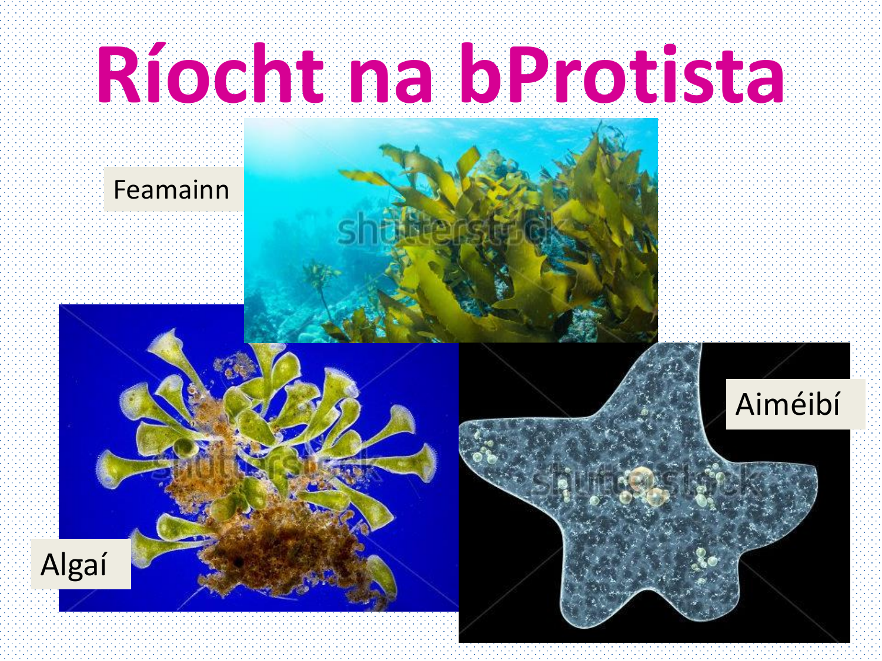# Ríocht na bProtista

Feamainn

Algaí

Aiméibí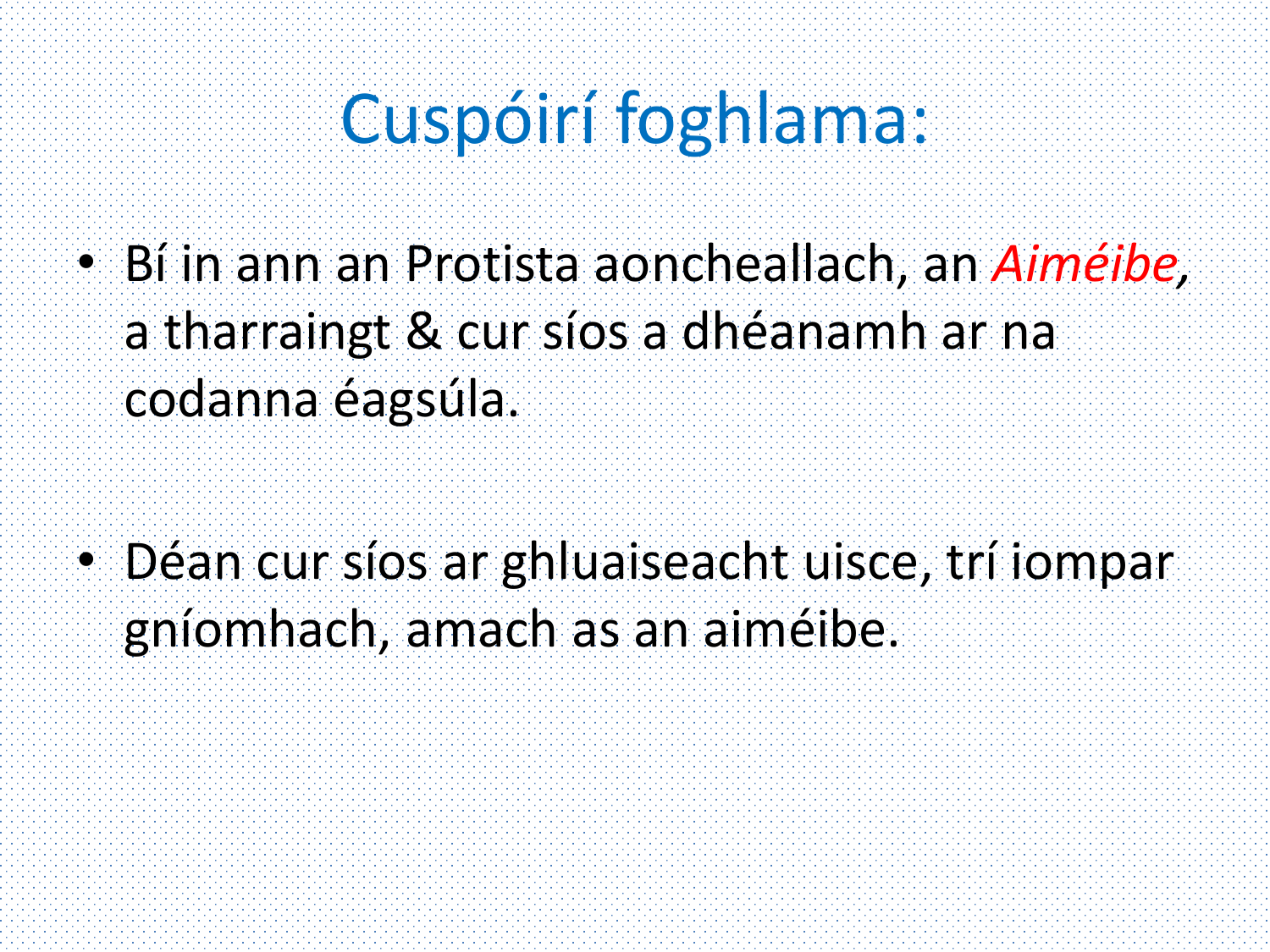# Cuspóirí foghlama:

- Bí in ann an Protista aoncheallach, an *Aiméibe*, a tharraingt & cur síos a dhéanamh ar na codanna éagsúla.
- Déan cur síos ar ghluaiseacht uisce, trí iompar gníomhach, amach as an aiméibe.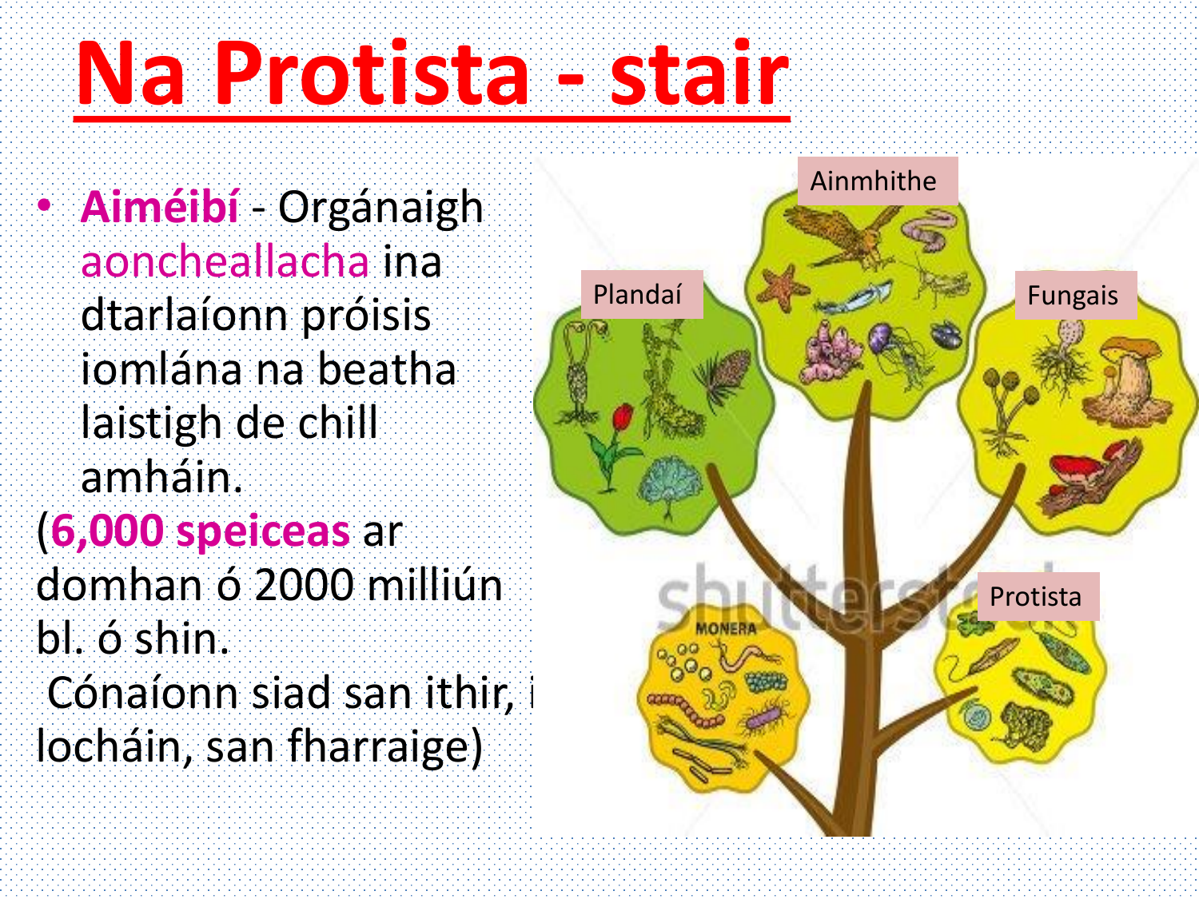# Na Protista - stair

- **Aiméibí** - Orgánaigh aoncheallacha ina dtarlaíonn próisis iomlána na beatha laistigh de chill amháin.

(**6,000 speiceas** ar domhan ó 2000 milliún bl. ó shin.
 Cónaíonn siad san ithir, i locháin, san fharraige)

Ainmhithe

Plandaí

Fungais

Protista

MONERA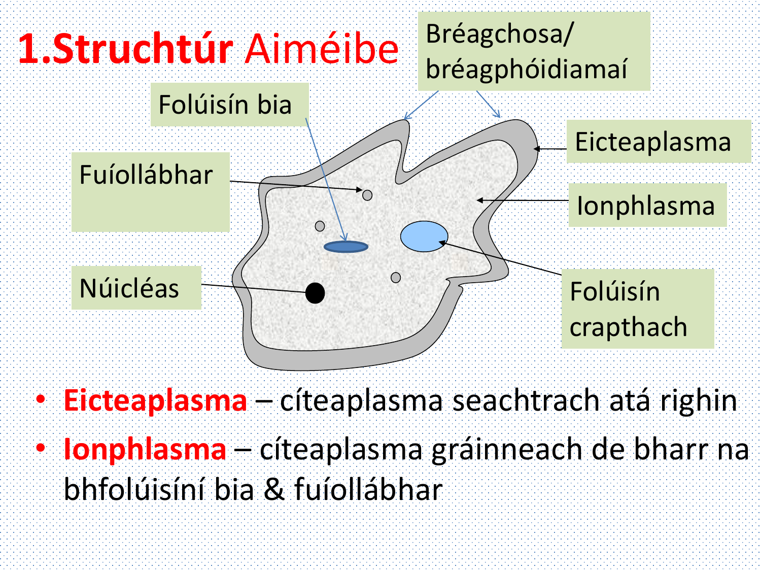# 1. Struchtúr Aiméibe

Bréagchosa/ bréagphóidiamaí

Folúisín bia

Eicteaplasma

Fuíollábhar

Ionphlasma

Núicléas

Folúisín crapthach

- **Eicteaplasma** – cíteaplasma seachtrach atá righin
- **Ionphlasma** – cíteaplasma gráinneach de bharr na bhfolúisíní bia & fuíollábhar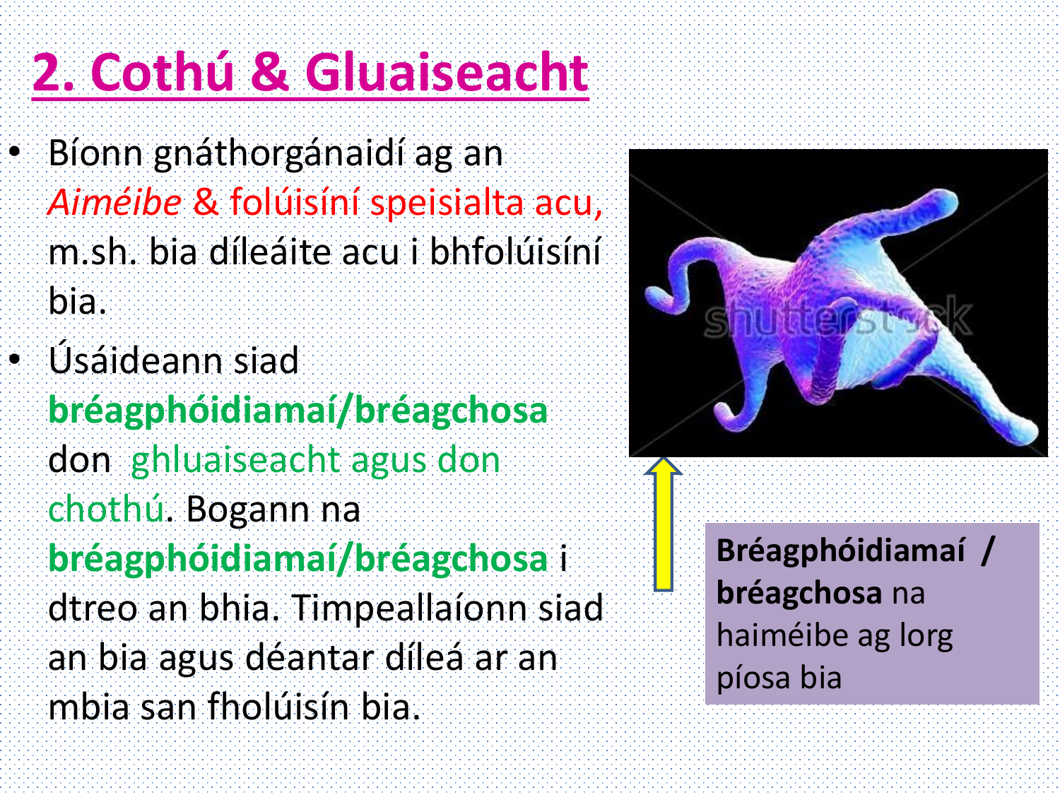# 2. Cothú & Gluaiseacht

- Bíonn gnáthorgánaidí ag an *Aiméibe* & folúisíní speisialta acu, m.sh. bia díleáite acu i bhfolúisíní bia.
- Úsáideann siad **bréagphóidiamaí/bréagchosa** don ghluaiseacht agus don chothú. Bogann na **bréagphóidiamaí/bréagchosa** i dtreo an bhia. Timpeallaíonn siad an bia agus déantar díleá ar an mbia san fholúisín bia.

**Bréagphóidiamaí / bréagchosa** na haiméibe ag lorg píosa bia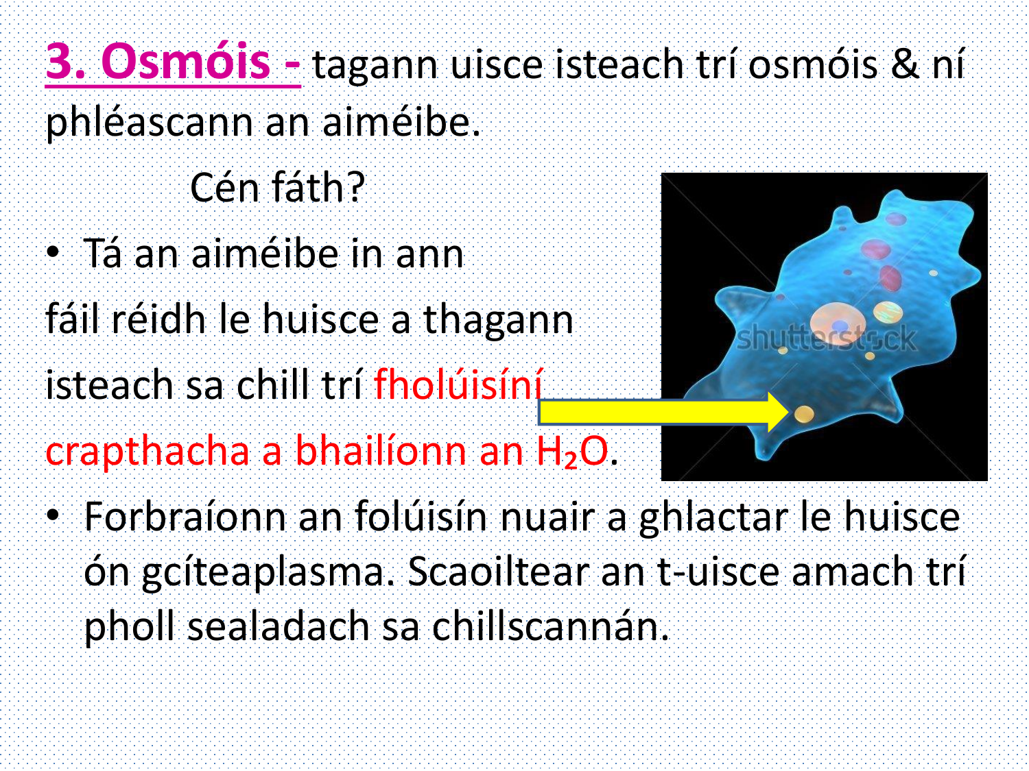**3. Osmóis -** tagann uisce isteach trí osmóis & ní phléascann an aiméibe.

Cén fáth?

- Tá an aiméibe in ann fáil réidh le huisce a thagann isteach sa chill trí fholúisíní crapthacha a bhailíonn an $H_2O$.
- Forbraíonn an folúisín nuair a ghlactar le huisce ón gcíteaplasma. Scaoiltear an t-uisce amach trí pholl sealadach sa chillscannán.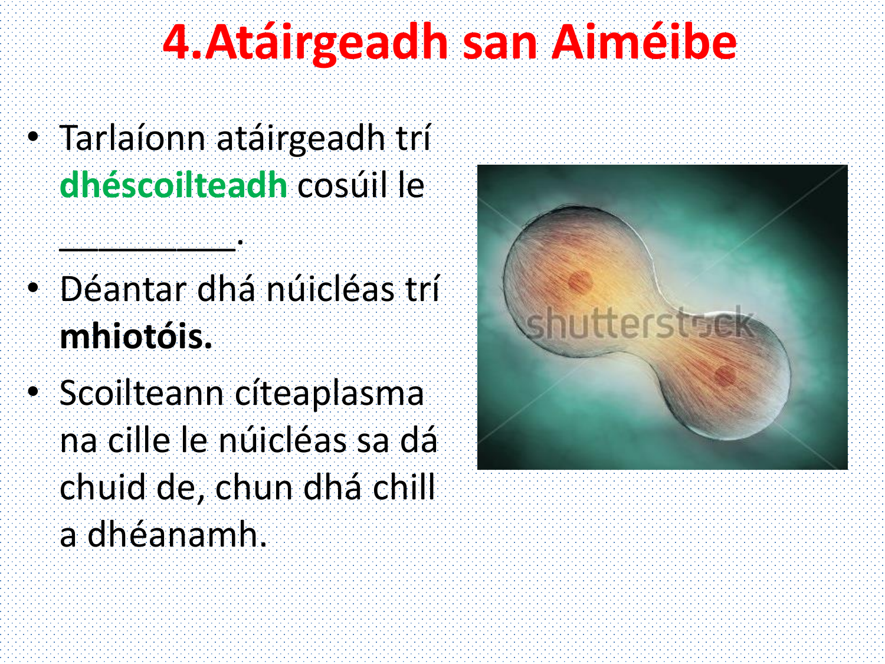# 4.Atáirgeadh san Aiméibe

- Tarlaíonn atáirgeadh trí **dhéscoilteadh** cosúil le __________.
- Déantar dhá núicléas trí **mhiotóis.**
- Scoilteann cíteaplasma na cille le núicléas sa dá chuid de, chun dhá chill a dhéanamh.